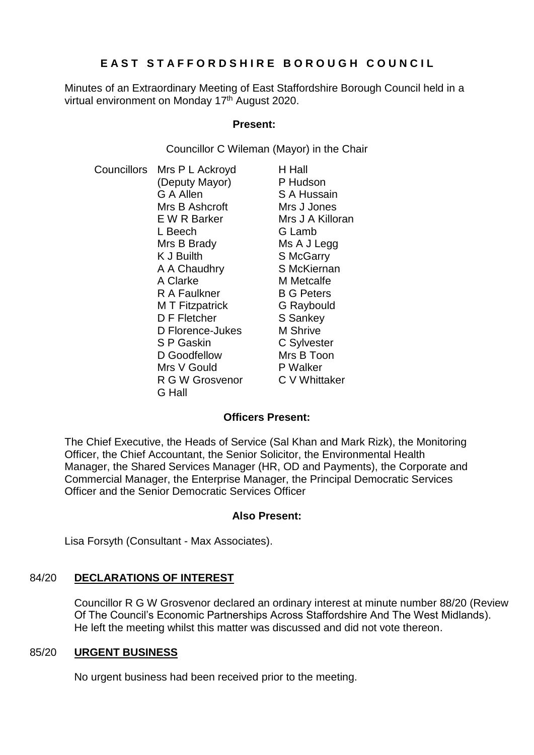# EAST STAFFORDSHIRE BOROUGH COUNCIL

Minutes of an Extraordinary Meeting of East Staffordshire Borough Council held in a virtual environment on Monday 17th August 2020.

**Present:**

Councillor C Wileman (Mayor) in the Chair

Councillors Mrs P L Ackroyd (Deputy Mayor), G A Allen, Mrs B Ashcroft, E W R Barker, L Beech, Mrs B Brady, K J Builth, A A Chaudhry, A Clarke, R A Faulkner, M T Fitzpatrick, D F Fletcher, D Florence-Jukes, S P Gaskin, D Goodfellow, Mrs V Gould, R G W Grosvenor, G Hall, H Hall, P Hudson, S A Hussain, Mrs J Jones, Mrs J A Killoran, G Lamb, Ms A J Legg, S McGarry, S McKiernan, M Metcalfe, B G Peters, G Raybould, S Sankey, M Shrive, C Sylvester, Mrs B Toon, P Walker, C V Whittaker

**Officers Present:**

The Chief Executive, the Heads of Service (Sal Khan and Mark Rizk), the Monitoring Officer, the Chief Accountant, the Senior Solicitor, the Environmental Health Manager, the Shared Services Manager (HR, OD and Payments), the Corporate and Commercial Manager, the Enterprise Manager, the Principal Democratic Services Officer and the Senior Democratic Services Officer

**Also Present:**

Lisa Forsyth (Consultant - Max Associates).

## 84/20 DECLARATIONS OF INTEREST

Councillor R G W Grosvenor declared an ordinary interest at minute number 88/20 (Review Of The Council's Economic Partnerships Across Staffordshire And The West Midlands). He left the meeting whilst this matter was discussed and did not vote thereon.

## 85/20 URGENT BUSINESS

No urgent business had been received prior to the meeting.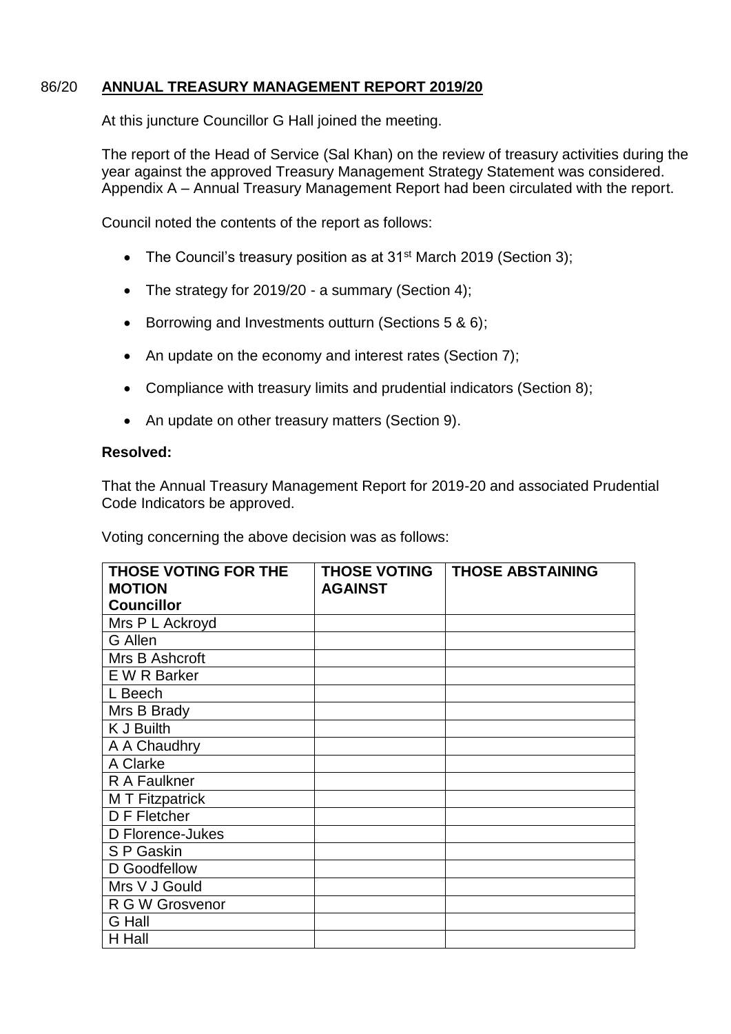86/20 **ANNUAL TREASURY MANAGEMENT REPORT 2019/20**

At this juncture Councillor G Hall joined the meeting.

The report of the Head of Service (Sal Khan) on the review of treasury activities during the year against the approved Treasury Management Strategy Statement was considered. Appendix A – Annual Treasury Management Report had been circulated with the report.

Council noted the contents of the report as follows:

- The Council's treasury position as at 31st March 2019 (Section 3);
- The strategy for 2019/20 - a summary (Section 4);
- Borrowing and Investments outturn (Sections 5 & 6);
- An update on the economy and interest rates (Section 7);
- Compliance with treasury limits and prudential indicators (Section 8);
- An update on other treasury matters (Section 9).

**Resolved:**

That the Annual Treasury Management Report for 2019-20 and associated Prudential Code Indicators be approved.

Voting concerning the above decision was as follows:

| THOSE VOTING FOR THE MOTION Councillor | THOSE VOTING AGAINST | THOSE ABSTAINING |
|---|---|---|
| Mrs P L Ackroyd | | |
| G Allen | | |
| Mrs B Ashcroft | | |
| E W R Barker | | |
| L Beech | | |
| Mrs B Brady | | |
| K J Builth | | |
| A A Chaudhry | | |
| A Clarke | | |
| R A Faulkner | | |
| M T Fitzpatrick | | |
| D F Fletcher | | |
| D Florence-Jukes | | |
| S P Gaskin | | |
| D Goodfellow | | |
| Mrs V J Gould | | |
| R G W Grosvenor | | |
| G Hall | | |
| H Hall | | |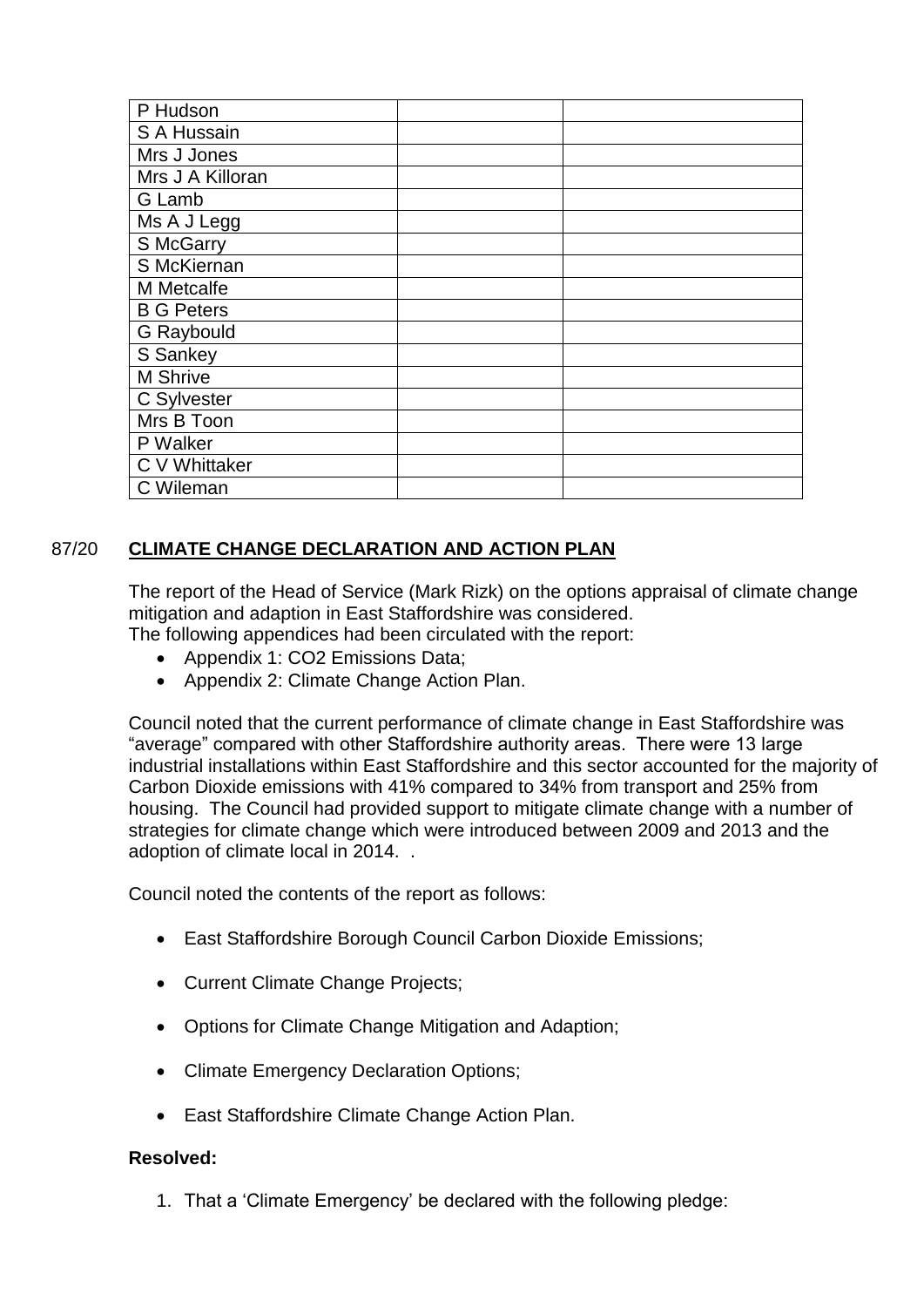| | | |
|---|---|---|
| P Hudson | | |
| S A Hussain | | |
| Mrs J Jones | | |
| Mrs J A Killoran | | |
| G Lamb | | |
| Ms A J Legg | | |
| S McGarry | | |
| S McKiernan | | |
| M Metcalfe | | |
| B G Peters | | |
| G Raybould | | |
| S Sankey | | |
| M Shrive | | |
| C Sylvester | | |
| Mrs B Toon | | |
| P Walker | | |
| C V Whittaker | | |
| C Wileman | | |

## 87/20 CLIMATE CHANGE DECLARATION AND ACTION PLAN

The report of the Head of Service (Mark Rizk) on the options appraisal of climate change mitigation and adaption in East Staffordshire was considered.
The following appendices had been circulated with the report:

- Appendix 1: CO2 Emissions Data;
- Appendix 2: Climate Change Action Plan.

Council noted that the current performance of climate change in East Staffordshire was "average" compared with other Staffordshire authority areas. There were 13 large industrial installations within East Staffordshire and this sector accounted for the majority of Carbon Dioxide emissions with 41% compared to 34% from transport and 25% from housing. The Council had provided support to mitigate climate change with a number of strategies for climate change which were introduced between 2009 and 2013 and the adoption of climate local in 2014. .

Council noted the contents of the report as follows:

- East Staffordshire Borough Council Carbon Dioxide Emissions;
- Current Climate Change Projects;
- Options for Climate Change Mitigation and Adaption;
- Climate Emergency Declaration Options;
- East Staffordshire Climate Change Action Plan.

**Resolved:**

1. That a 'Climate Emergency' be declared with the following pledge: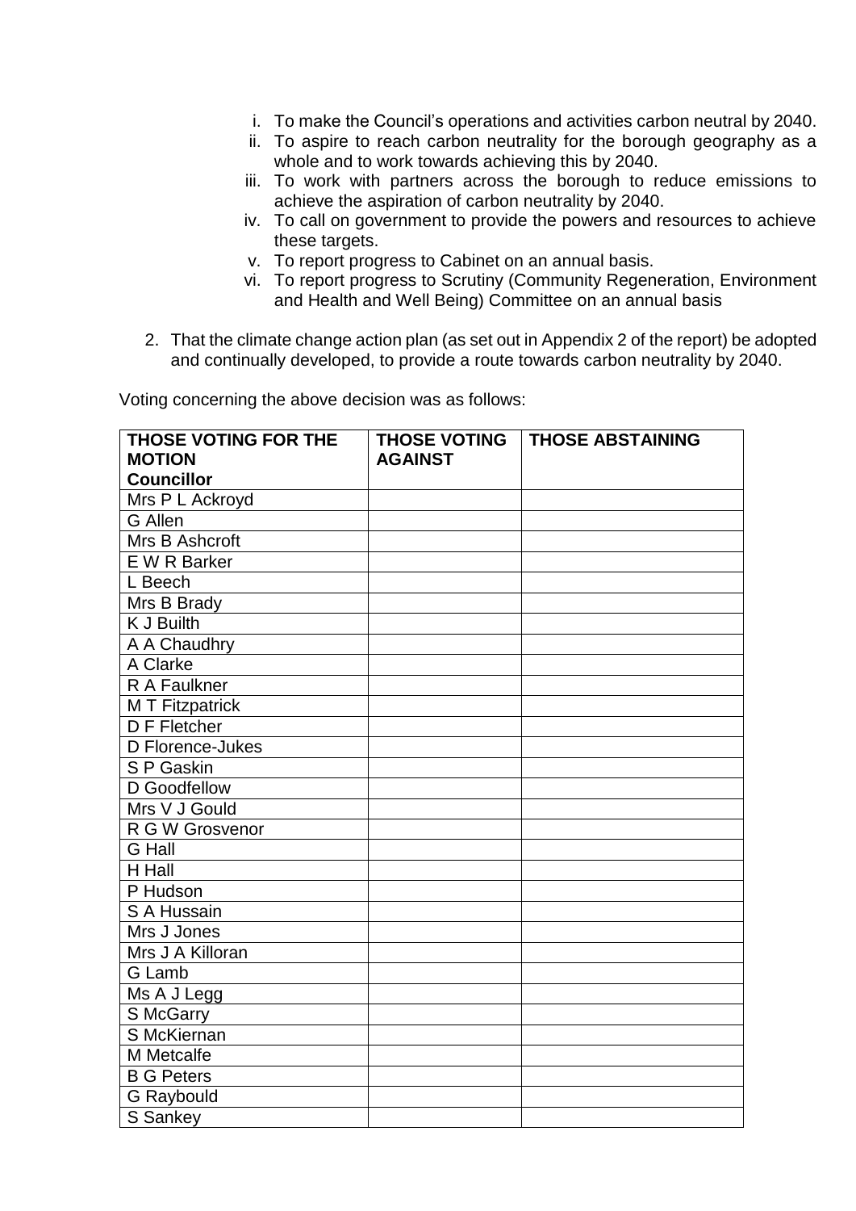i. To make the Council's operations and activities carbon neutral by 2040.
ii. To aspire to reach carbon neutrality for the borough geography as a whole and to work towards achieving this by 2040.
iii. To work with partners across the borough to reduce emissions to achieve the aspiration of carbon neutrality by 2040.
iv. To call on government to provide the powers and resources to achieve these targets.
v. To report progress to Cabinet on an annual basis.
vi. To report progress to Scrutiny (Community Regeneration, Environment and Health and Well Being) Committee on an annual basis

2. That the climate change action plan (as set out in Appendix 2 of the report) be adopted and continually developed, to provide a route towards carbon neutrality by 2040.

Voting concerning the above decision was as follows:

| THOSE VOTING FOR THE MOTION<br>Councillor | THOSE VOTING AGAINST | THOSE ABSTAINING |
|---|---|---|
| Mrs P L Ackroyd | | |
| G Allen | | |
| Mrs B Ashcroft | | |
| E W R Barker | | |
| L Beech | | |
| Mrs B Brady | | |
| K J Builth | | |
| A A Chaudhry | | |
| A Clarke | | |
| R A Faulkner | | |
| M T Fitzpatrick | | |
| D F Fletcher | | |
| D Florence-Jukes | | |
| S P Gaskin | | |
| D Goodfellow | | |
| Mrs V J Gould | | |
| R G W Grosvenor | | |
| G Hall | | |
| H Hall | | |
| P Hudson | | |
| S A Hussain | | |
| Mrs J Jones | | |
| Mrs J A Killoran | | |
| G Lamb | | |
| Ms A J Legg | | |
| S McGarry | | |
| S McKiernan | | |
| M Metcalfe | | |
| B G Peters | | |
| G Raybould | | |
| S Sankey | | |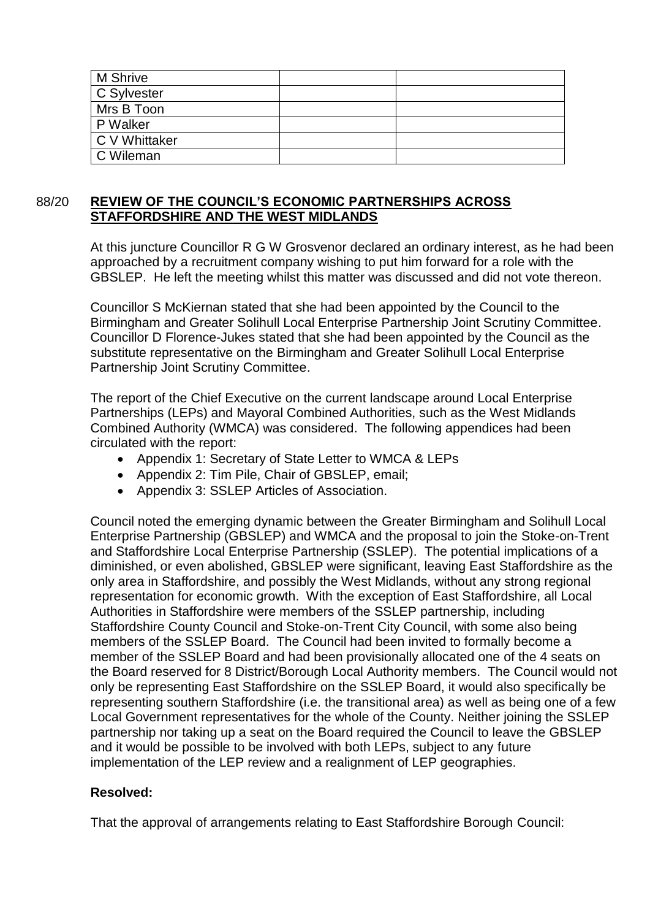| M Shrive | | |
|---|---|---|
| C Sylvester | | |
| Mrs B Toon | | |
| P Walker | | |
| C V Whittaker | | |
| C Wileman | | |

## 88/20 **REVIEW OF THE COUNCIL'S ECONOMIC PARTNERSHIPS ACROSS STAFFORDSHIRE AND THE WEST MIDLANDS**

At this juncture Councillor R G W Grosvenor declared an ordinary interest, as he had been approached by a recruitment company wishing to put him forward for a role with the GBSLEP. He left the meeting whilst this matter was discussed and did not vote thereon.

Councillor S McKiernan stated that she had been appointed by the Council to the Birmingham and Greater Solihull Local Enterprise Partnership Joint Scrutiny Committee. Councillor D Florence-Jukes stated that she had been appointed by the Council as the substitute representative on the Birmingham and Greater Solihull Local Enterprise Partnership Joint Scrutiny Committee.

The report of the Chief Executive on the current landscape around Local Enterprise Partnerships (LEPs) and Mayoral Combined Authorities, such as the West Midlands Combined Authority (WMCA) was considered. The following appendices had been circulated with the report:

- Appendix 1: Secretary of State Letter to WMCA & LEPs
- Appendix 2: Tim Pile, Chair of GBSLEP, email;
- Appendix 3: SSLEP Articles of Association.

Council noted the emerging dynamic between the Greater Birmingham and Solihull Local Enterprise Partnership (GBSLEP) and WMCA and the proposal to join the Stoke-on-Trent and Staffordshire Local Enterprise Partnership (SSLEP). The potential implications of a diminished, or even abolished, GBSLEP were significant, leaving East Staffordshire as the only area in Staffordshire, and possibly the West Midlands, without any strong regional representation for economic growth. With the exception of East Staffordshire, all Local Authorities in Staffordshire were members of the SSLEP partnership, including Staffordshire County Council and Stoke-on-Trent City Council, with some also being members of the SSLEP Board. The Council had been invited to formally become a member of the SSLEP Board and had been provisionally allocated one of the 4 seats on the Board reserved for 8 District/Borough Local Authority members. The Council would not only be representing East Staffordshire on the SSLEP Board, it would also specifically be representing southern Staffordshire (i.e. the transitional area) as well as being one of a few Local Government representatives for the whole of the County. Neither joining the SSLEP partnership nor taking up a seat on the Board required the Council to leave the GBSLEP and it would be possible to be involved with both LEPs, subject to any future implementation of the LEP review and a realignment of LEP geographies.

**Resolved:**

That the approval of arrangements relating to East Staffordshire Borough Council: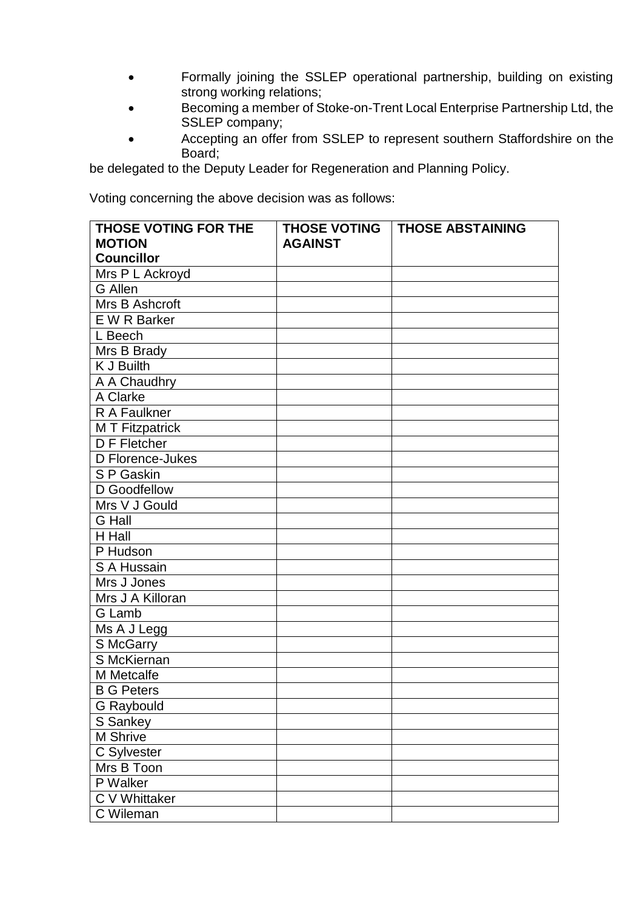- Formally joining the SSLEP operational partnership, building on existing strong working relations;
- Becoming a member of Stoke-on-Trent Local Enterprise Partnership Ltd, the SSLEP company;
- Accepting an offer from SSLEP to represent southern Staffordshire on the Board;

be delegated to the Deputy Leader for Regeneration and Planning Policy.

Voting concerning the above decision was as follows:

| **THOSE VOTING FOR THE MOTION Councillor** | **THOSE VOTING AGAINST** | **THOSE ABSTAINING** |
|---|---|---|
| Mrs P L Ackroyd | | |
| G Allen | | |
| Mrs B Ashcroft | | |
| E W R Barker | | |
| L Beech | | |
| Mrs B Brady | | |
| K J Builth | | |
| A A Chaudhry | | |
| A Clarke | | |
| R A Faulkner | | |
| M T Fitzpatrick | | |
| D F Fletcher | | |
| D Florence-Jukes | | |
| S P Gaskin | | |
| D Goodfellow | | |
| Mrs V J Gould | | |
| G Hall | | |
| H Hall | | |
| P Hudson | | |
| S A Hussain | | |
| Mrs J Jones | | |
| Mrs J A Killoran | | |
| G Lamb | | |
| Ms A J Legg | | |
| S McGarry | | |
| S McKiernan | | |
| M Metcalfe | | |
| B G Peters | | |
| G Raybould | | |
| S Sankey | | |
| M Shrive | | |
| C Sylvester | | |
| Mrs B Toon | | |
| P Walker | | |
| C V Whittaker | | |
| C Wileman | | |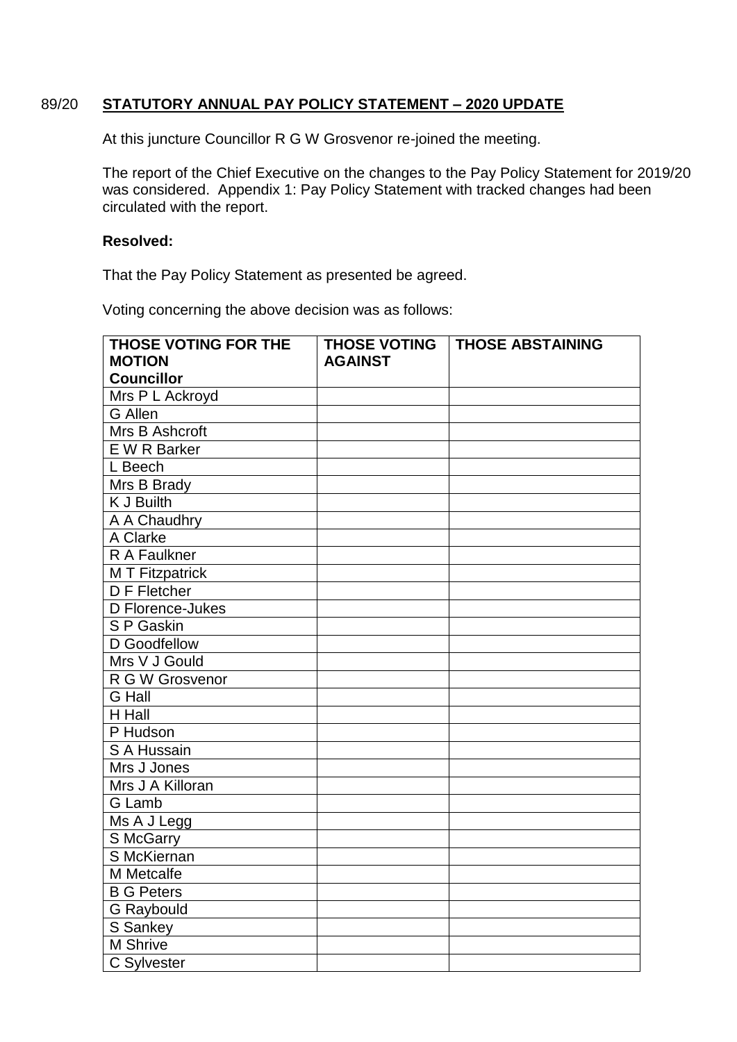89/20 **STATUTORY ANNUAL PAY POLICY STATEMENT – 2020 UPDATE**

At this juncture Councillor R G W Grosvenor re-joined the meeting.

The report of the Chief Executive on the changes to the Pay Policy Statement for 2019/20 was considered. Appendix 1: Pay Policy Statement with tracked changes had been circulated with the report.

**Resolved:**

That the Pay Policy Statement as presented be agreed.

Voting concerning the above decision was as follows:

| THOSE VOTING FOR THE MOTION Councillor | THOSE VOTING AGAINST | THOSE ABSTAINING |
|---|---|---|
| Mrs P L Ackroyd | | |
| G Allen | | |
| Mrs B Ashcroft | | |
| E W R Barker | | |
| L Beech | | |
| Mrs B Brady | | |
| K J Builth | | |
| A A Chaudhry | | |
| A Clarke | | |
| R A Faulkner | | |
| M T Fitzpatrick | | |
| D F Fletcher | | |
| D Florence-Jukes | | |
| S P Gaskin | | |
| D Goodfellow | | |
| Mrs V J Gould | | |
| R G W Grosvenor | | |
| G Hall | | |
| H Hall | | |
| P Hudson | | |
| S A Hussain | | |
| Mrs J Jones | | |
| Mrs J A Killoran | | |
| G Lamb | | |
| Ms A J Legg | | |
| S McGarry | | |
| S McKiernan | | |
| M Metcalfe | | |
| B G Peters | | |
| G Raybould | | |
| S Sankey | | |
| M Shrive | | |
| C Sylvester | | |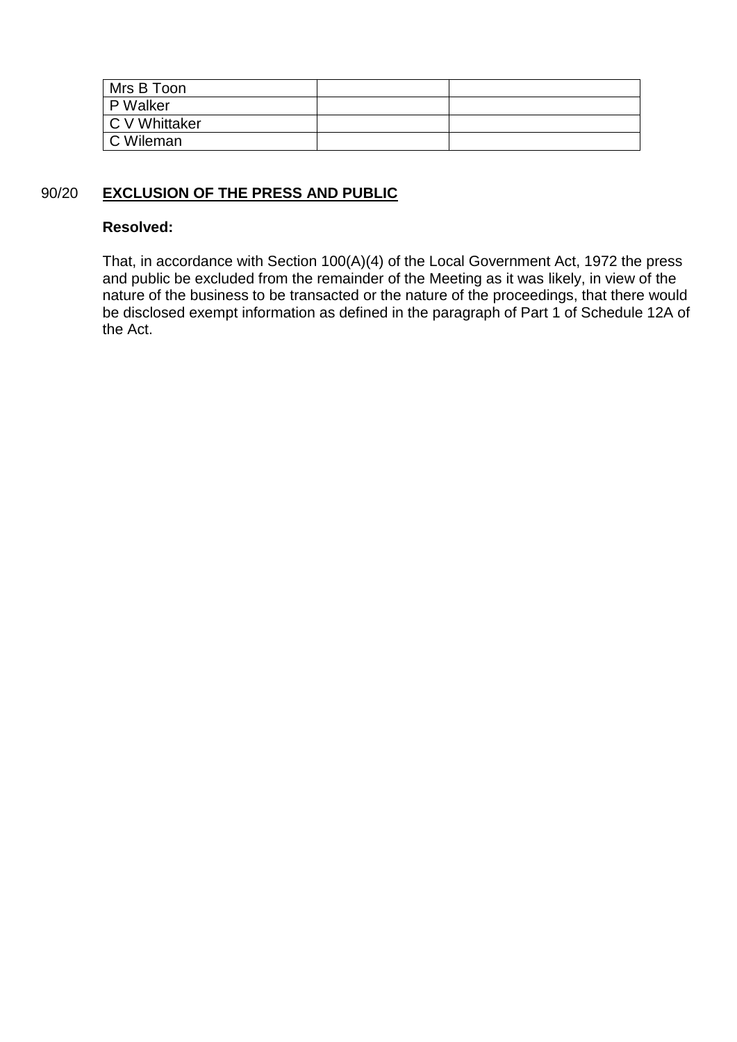| | | |
|---|---|---|
| Mrs B Toon | | |
| P Walker | | |
| C V Whittaker | | |
| C Wileman | | |

## 90/20 EXCLUSION OF THE PRESS AND PUBLIC

**Resolved:**

That, in accordance with Section 100(A)(4) of the Local Government Act, 1972 the press and public be excluded from the remainder of the Meeting as it was likely, in view of the nature of the business to be transacted or the nature of the proceedings, that there would be disclosed exempt information as defined in the paragraph of Part 1 of Schedule 12A of the Act.